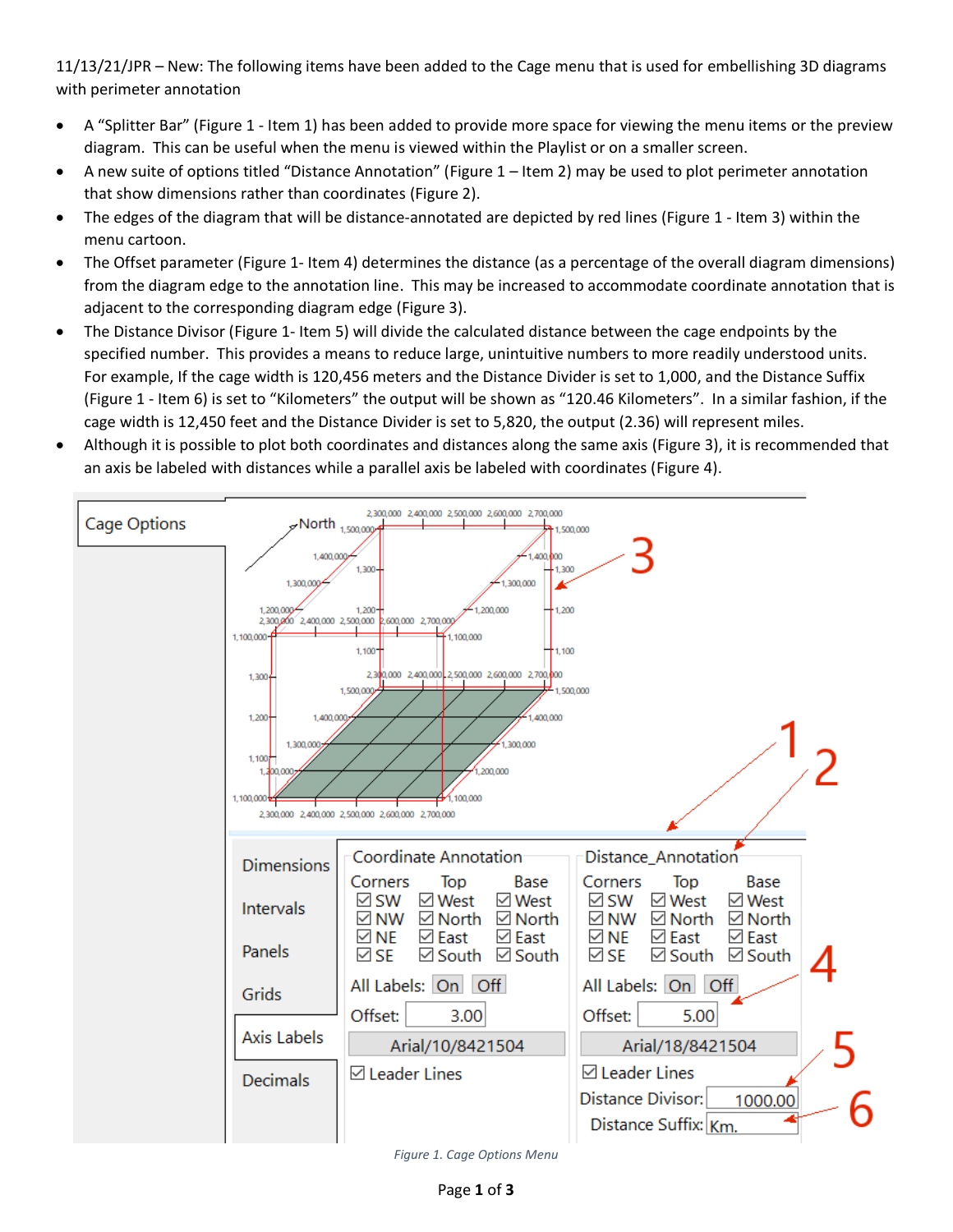11/13/21/JPR – New: The following items have been added to the Cage menu that is used for embellishing 3D diagrams with perimeter annotation

- A "Splitter Bar" (Figure 1 - Item 1) has been added to provide more space for viewing the menu items or the preview diagram. This can be useful when the menu is viewed within the Playlist or on a smaller screen.
- A new suite of options titled "Distance Annotation" (Figure 1 – Item 2) may be used to plot perimeter annotation that show dimensions rather than coordinates (Figure 2).
- The edges of the diagram that will be distance-annotated are depicted by red lines (Figure 1 - Item 3) within the menu cartoon.
- The Offset parameter (Figure 1- Item 4) determines the distance (as a percentage of the overall diagram dimensions) from the diagram edge to the annotation line. This may be increased to accommodate coordinate annotation that is adjacent to the corresponding diagram edge (Figure 3).
- The Distance Divisor (Figure 1- Item 5) will divide the calculated distance between the cage endpoints by the specified number. This provides a means to reduce large, unintuitive numbers to more readily understood units. For example, If the cage width is 120,456 meters and the Distance Divider is set to 1,000, and the Distance Suffix (Figure 1 - Item 6) is set to "Kilometers" the output will be shown as "120.46 Kilometers". In a similar fashion, if the cage width is 12,450 feet and the Distance Divider is set to 5,820, the output (2.36) will represent miles.
- Although it is possible to plot both coordinates and distances along the same axis (Figure 3), it is recommended that an axis be labeled with distances while a parallel axis be labeled with coordinates (Figure 4).

*Figure 1. Cage Options Menu*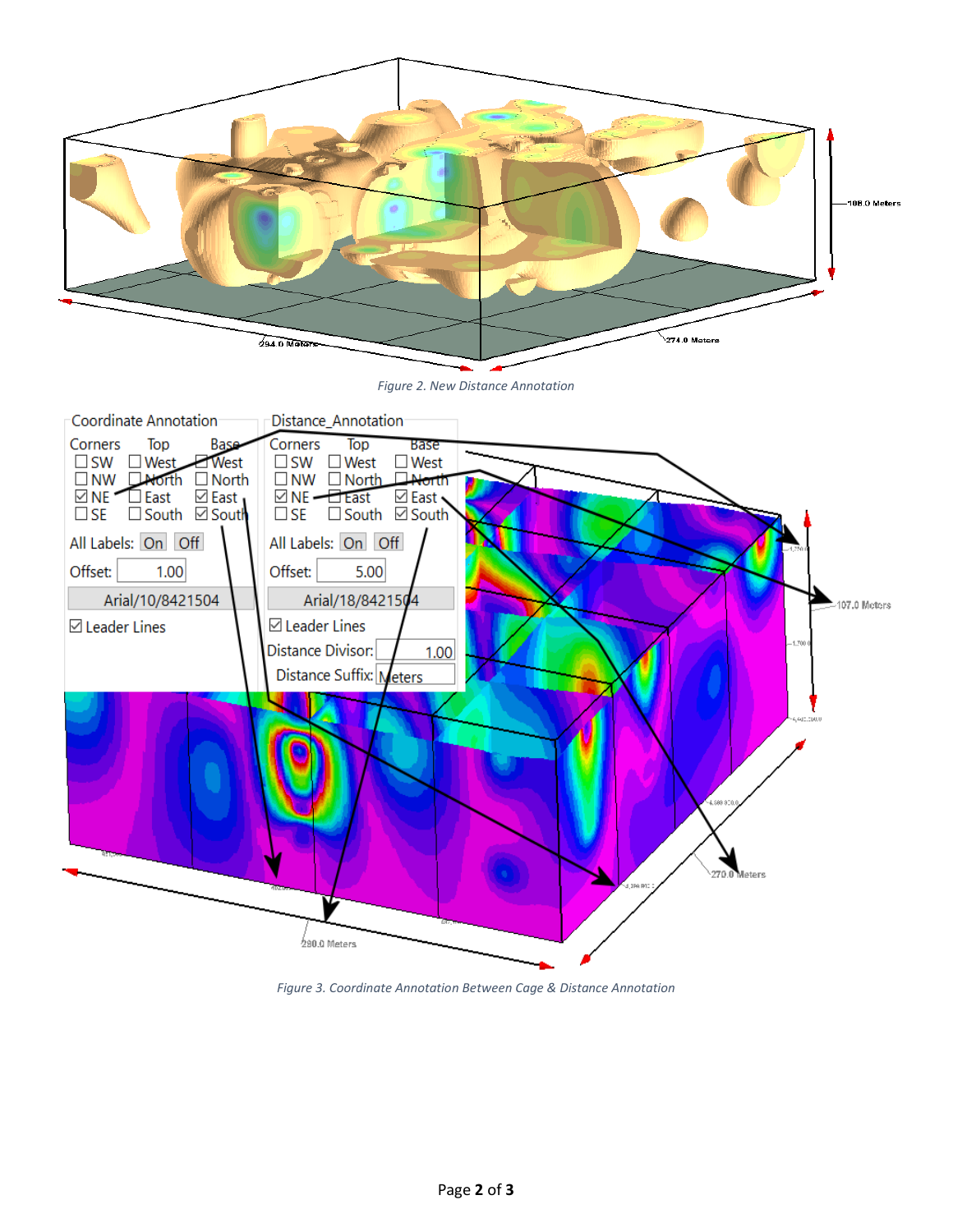Figure 2. New Distance Annotation

Figure 3. Coordinate Annotation Between Cage & Distance Annotation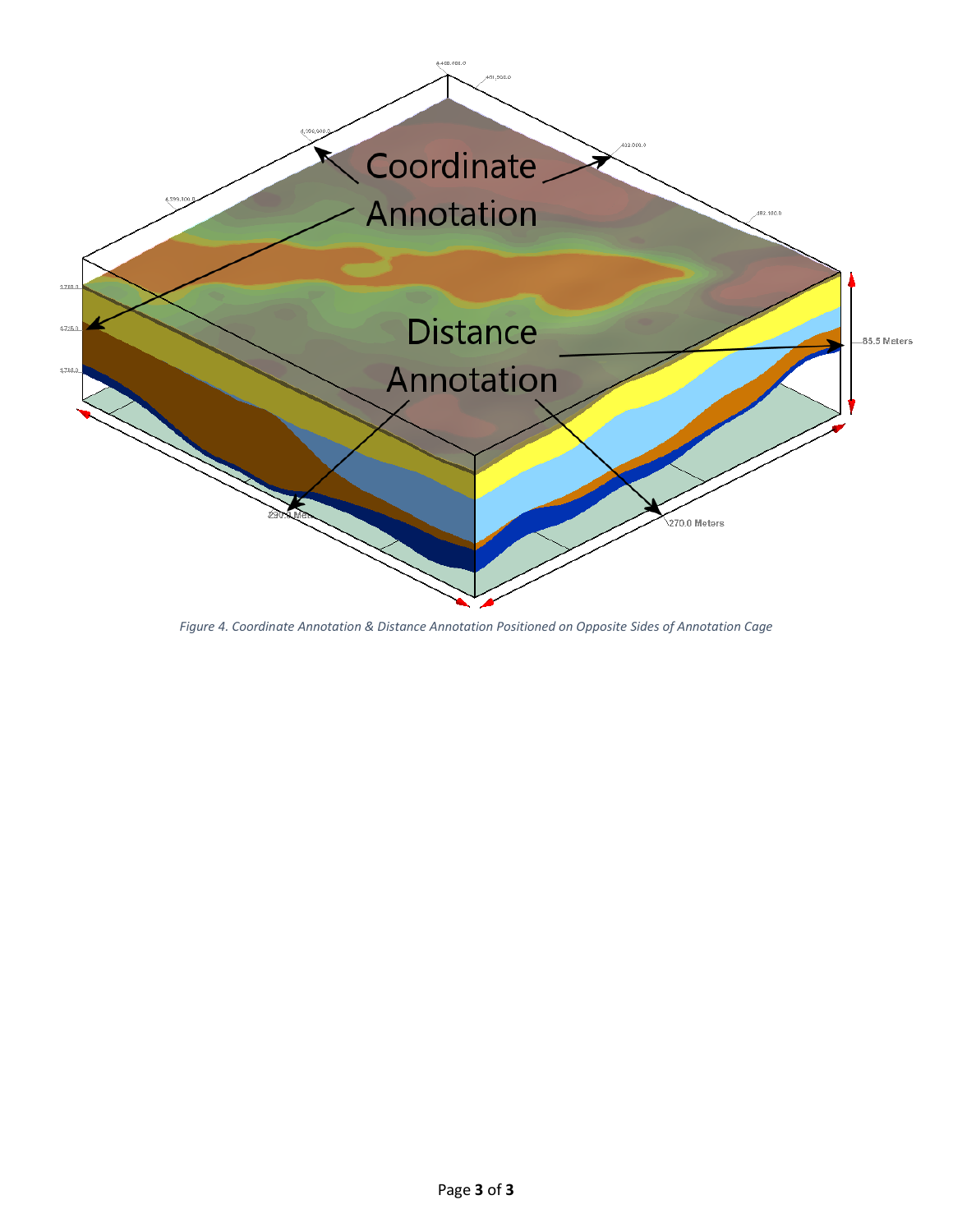Coordinate
Annotation

Distance
Annotation

4,400,000.0

481,900.0

4,399,900.0

482,000.0

4,399,100.0

482,100.0

1,780.0

1,775.0

1,770.0

85.5 Meters

270.0 Meters

*Figure 4. Coordinate Annotation & Distance Annotation Positioned on Opposite Sides of Annotation Cage*